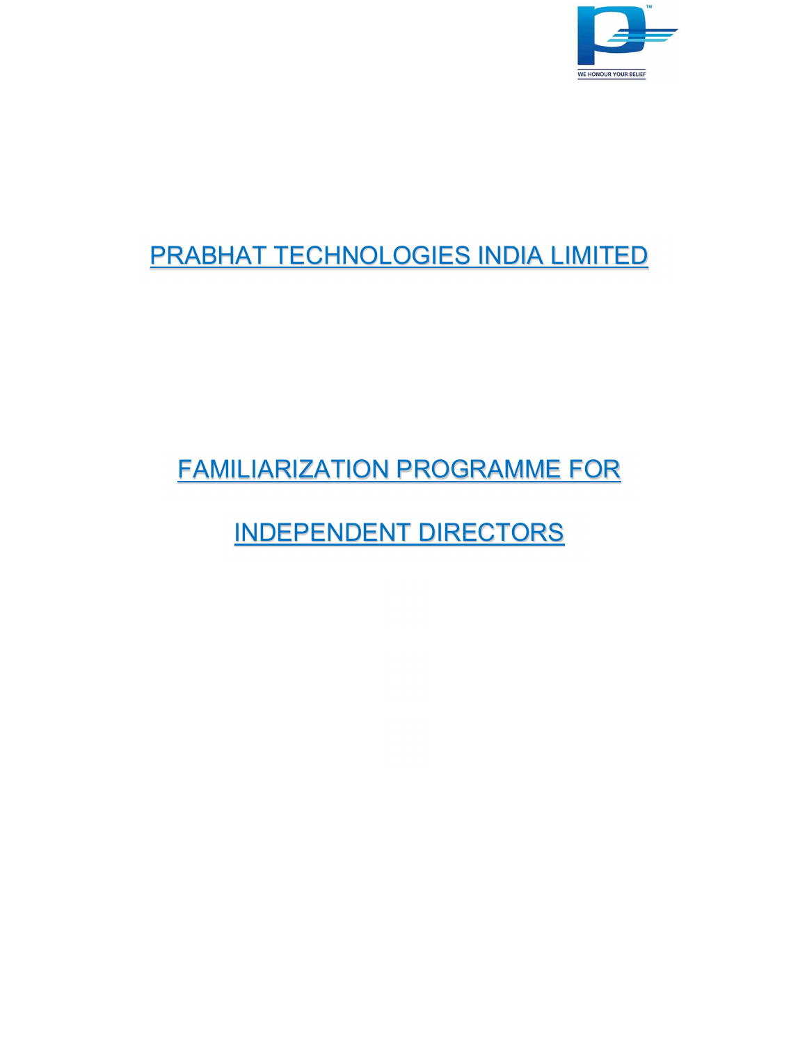# PRABHAT TECHNOLOGIES INDIA LIMITED

# FAMILIARIZATION PROGRAMME FOR INDEPENDENT DIRECTORS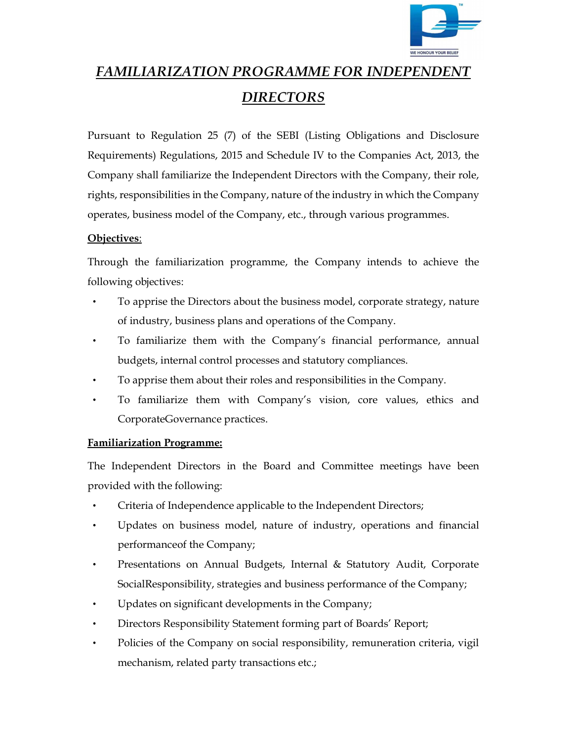# ***FAMILIARIZATION PROGRAMME FOR INDEPENDENT DIRECTORS***

Pursuant to Regulation 25 (7) of the SEBI (Listing Obligations and Disclosure Requirements) Regulations, 2015 and Schedule IV to the Companies Act, 2013, the Company shall familiarize the Independent Directors with the Company, their role, rights, responsibilities in the Company, nature of the industry in which the Company operates, business model of the Company, etc., through various programmes.

**Objectives**:

Through the familiarization programme, the Company intends to achieve the following objectives:

- To apprise the Directors about the business model, corporate strategy, nature of industry, business plans and operations of the Company.
- To familiarize them with the Company's financial performance, annual budgets, internal control processes and statutory compliances.
- To apprise them about their roles and responsibilities in the Company.
- To familiarize them with Company's vision, core values, ethics and CorporateGovernance practices.

**Familiarization Programme:**

The Independent Directors in the Board and Committee meetings have been provided with the following:

- Criteria of Independence applicable to the Independent Directors;
- Updates on business model, nature of industry, operations and financial performanceof the Company;
- Presentations on Annual Budgets, Internal & Statutory Audit, Corporate SocialResponsibility, strategies and business performance of the Company;
- Updates on significant developments in the Company;
- Directors Responsibility Statement forming part of Boards' Report;
- Policies of the Company on social responsibility, remuneration criteria, vigil mechanism, related party transactions etc.;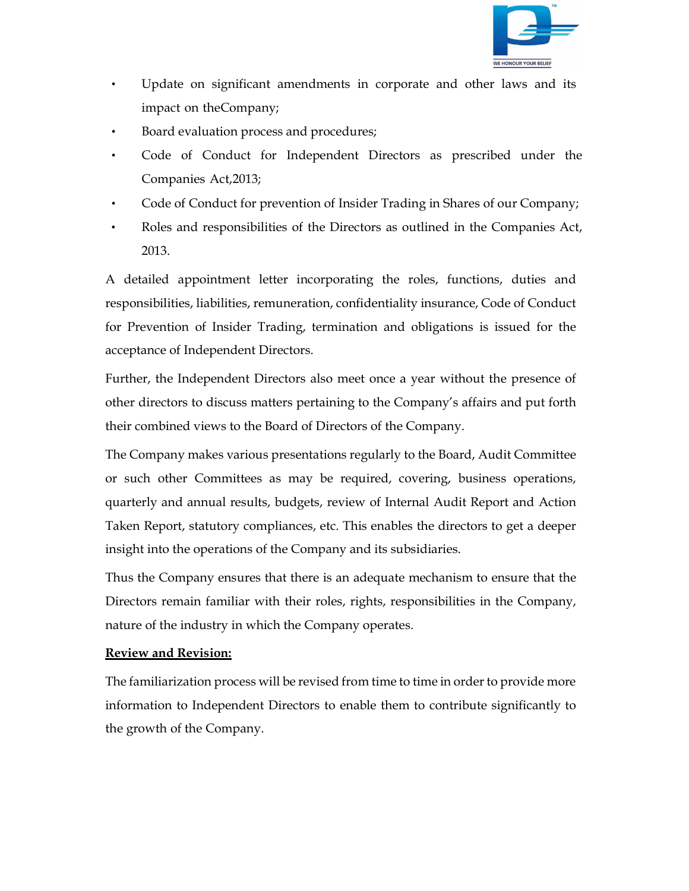- Update on significant amendments in corporate and other laws and its impact on theCompany;
- Board evaluation process and procedures;
- Code of Conduct for Independent Directors as prescribed under the Companies Act,2013;
- Code of Conduct for prevention of Insider Trading in Shares of our Company;
- Roles and responsibilities of the Directors as outlined in the Companies Act, 2013.

A detailed appointment letter incorporating the roles, functions, duties and responsibilities, liabilities, remuneration, confidentiality insurance, Code of Conduct for Prevention of Insider Trading, termination and obligations is issued for the acceptance of Independent Directors.

Further, the Independent Directors also meet once a year without the presence of other directors to discuss matters pertaining to the Company's affairs and put forth their combined views to the Board of Directors of the Company.

The Company makes various presentations regularly to the Board, Audit Committee or such other Committees as may be required, covering, business operations, quarterly and annual results, budgets, review of Internal Audit Report and Action Taken Report, statutory compliances, etc. This enables the directors to get a deeper insight into the operations of the Company and its subsidiaries.

Thus the Company ensures that there is an adequate mechanism to ensure that the Directors remain familiar with their roles, rights, responsibilities in the Company, nature of the industry in which the Company operates.

**Review and Revision:**

The familiarization process will be revised from time to time in order to provide more information to Independent Directors to enable them to contribute significantly to the growth of the Company.